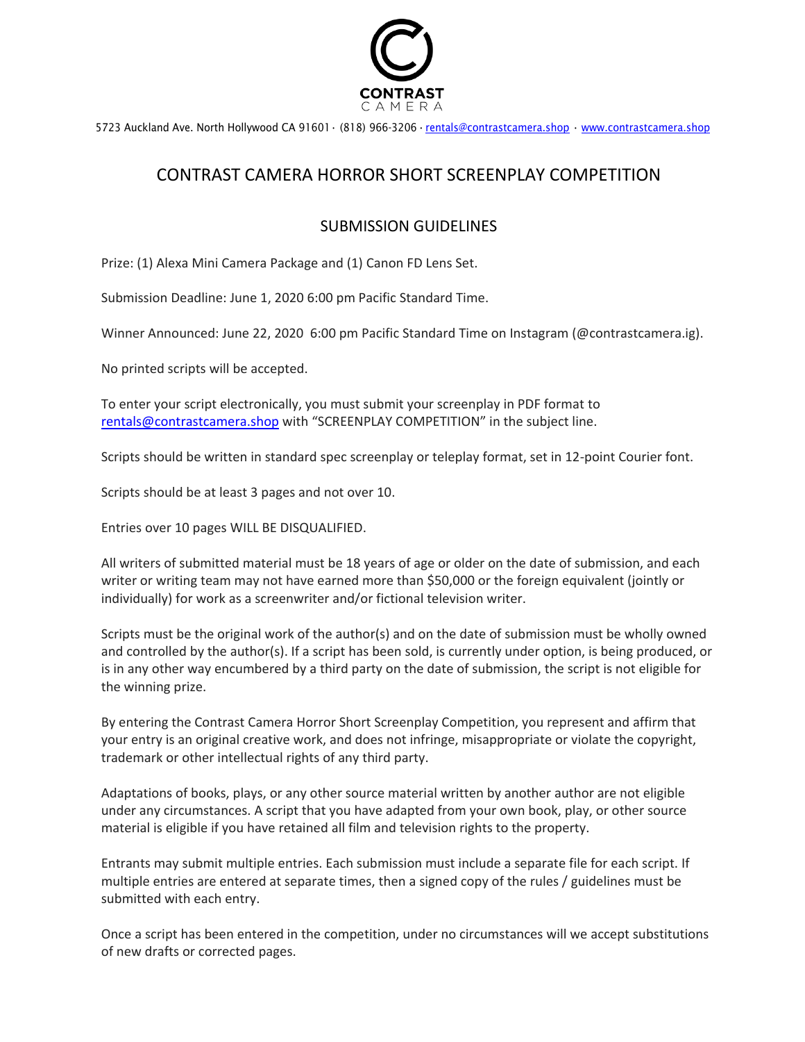CONTRAST
CAMERA

5723 Auckland Ave. North Hollywood CA 91601 · (818) 966-3206 · rentals@contrastcamera.shop · www.contrastcamera.shop

# CONTRAST CAMERA HORROR SHORT SCREENPLAY COMPETITION

## SUBMISSION GUIDELINES

Prize: (1) Alexa Mini Camera Package and (1) Canon FD Lens Set.

Submission Deadline: June 1, 2020 6:00 pm Pacific Standard Time.

Winner Announced: June 22, 2020 6:00 pm Pacific Standard Time on Instagram (@contrastcamera.ig).

No printed scripts will be accepted.

To enter your script electronically, you must submit your screenplay in PDF format to rentals@contrastcamera.shop with "SCREENPLAY COMPETITION" in the subject line.

Scripts should be written in standard spec screenplay or teleplay format, set in 12-point Courier font.

Scripts should be at least 3 pages and not over 10.

Entries over 10 pages WILL BE DISQUALIFIED.

All writers of submitted material must be 18 years of age or older on the date of submission, and each writer or writing team may not have earned more than $50,000 or the foreign equivalent (jointly or individually) for work as a screenwriter and/or fictional television writer.

Scripts must be the original work of the author(s) and on the date of submission must be wholly owned and controlled by the author(s). If a script has been sold, is currently under option, is being produced, or is in any other way encumbered by a third party on the date of submission, the script is not eligible for the winning prize.

By entering the Contrast Camera Horror Short Screenplay Competition, you represent and affirm that your entry is an original creative work, and does not infringe, misappropriate or violate the copyright, trademark or other intellectual rights of any third party.

Adaptations of books, plays, or any other source material written by another author are not eligible under any circumstances. A script that you have adapted from your own book, play, or other source material is eligible if you have retained all film and television rights to the property.

Entrants may submit multiple entries. Each submission must include a separate file for each script. If multiple entries are entered at separate times, then a signed copy of the rules / guidelines must be submitted with each entry.

Once a script has been entered in the competition, under no circumstances will we accept substitutions of new drafts or corrected pages.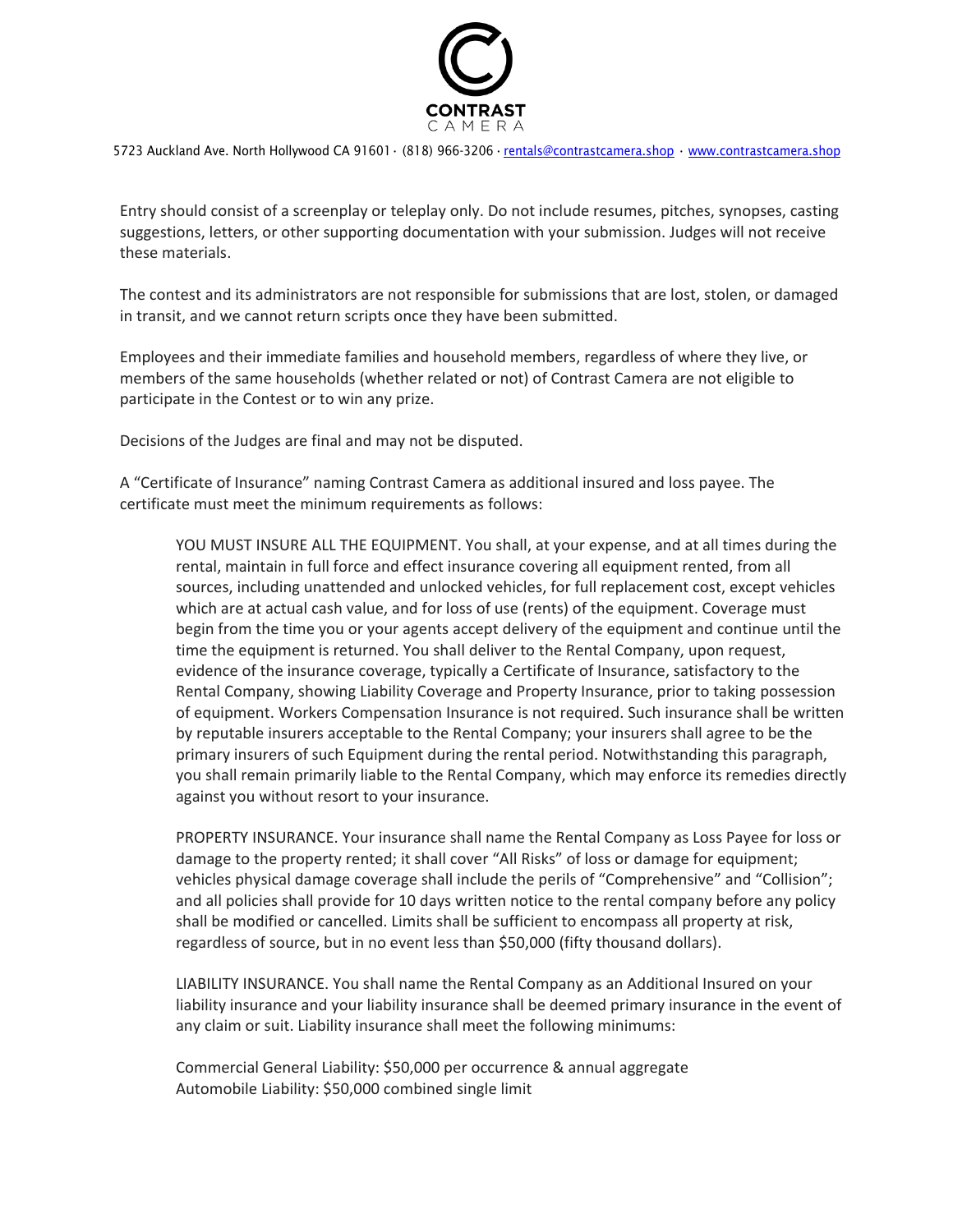Entry should consist of a screenplay or teleplay only. Do not include resumes, pitches, synopses, casting suggestions, letters, or other supporting documentation with your submission. Judges will not receive these materials.

The contest and its administrators are not responsible for submissions that are lost, stolen, or damaged in transit, and we cannot return scripts once they have been submitted.

Employees and their immediate families and household members, regardless of where they live, or members of the same households (whether related or not) of Contrast Camera are not eligible to participate in the Contest or to win any prize.

Decisions of the Judges are final and may not be disputed.

A "Certificate of Insurance" naming Contrast Camera as additional insured and loss payee. The certificate must meet the minimum requirements as follows:

> YOU MUST INSURE ALL THE EQUIPMENT. You shall, at your expense, and at all times during the rental, maintain in full force and effect insurance covering all equipment rented, from all sources, including unattended and unlocked vehicles, for full replacement cost, except vehicles which are at actual cash value, and for loss of use (rents) of the equipment. Coverage must begin from the time you or your agents accept delivery of the equipment and continue until the time the equipment is returned. You shall deliver to the Rental Company, upon request, evidence of the insurance coverage, typically a Certificate of Insurance, satisfactory to the Rental Company, showing Liability Coverage and Property Insurance, prior to taking possession of equipment. Workers Compensation Insurance is not required. Such insurance shall be written by reputable insurers acceptable to the Rental Company; your insurers shall agree to be the primary insurers of such Equipment during the rental period. Notwithstanding this paragraph, you shall remain primarily liable to the Rental Company, which may enforce its remedies directly against you without resort to your insurance.
>
> PROPERTY INSURANCE. Your insurance shall name the Rental Company as Loss Payee for loss or damage to the property rented; it shall cover "All Risks" of loss or damage for equipment; vehicles physical damage coverage shall include the perils of "Comprehensive" and "Collision"; and all policies shall provide for 10 days written notice to the rental company before any policy shall be modified or cancelled. Limits shall be sufficient to encompass all property at risk, regardless of source, but in no event less than $50,000 (fifty thousand dollars).
>
> LIABILITY INSURANCE. You shall name the Rental Company as an Additional Insured on your liability insurance and your liability insurance shall be deemed primary insurance in the event of any claim or suit. Liability insurance shall meet the following minimums:
>
> Commercial General Liability: $50,000 per occurrence & annual aggregate
> Automobile Liability: $50,000 combined single limit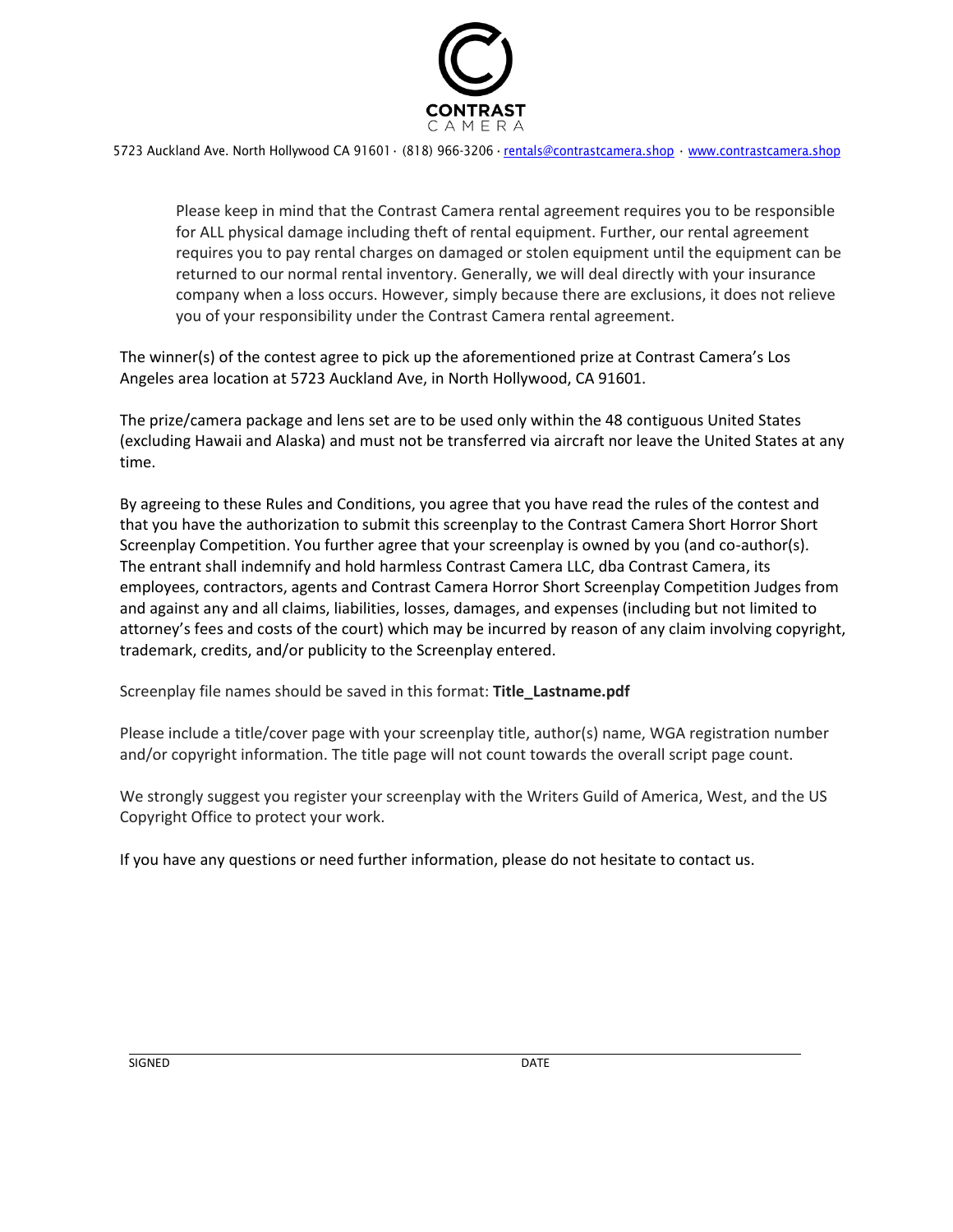Please keep in mind that the Contrast Camera rental agreement requires you to be responsible for ALL physical damage including theft of rental equipment. Further, our rental agreement requires you to pay rental charges on damaged or stolen equipment until the equipment can be returned to our normal rental inventory. Generally, we will deal directly with your insurance company when a loss occurs. However, simply because there are exclusions, it does not relieve you of your responsibility under the Contrast Camera rental agreement.

The winner(s) of the contest agree to pick up the aforementioned prize at Contrast Camera's Los Angeles area location at 5723 Auckland Ave, in North Hollywood, CA 91601.

The prize/camera package and lens set are to be used only within the 48 contiguous United States (excluding Hawaii and Alaska) and must not be transferred via aircraft nor leave the United States at any time.

By agreeing to these Rules and Conditions, you agree that you have read the rules of the contest and that you have the authorization to submit this screenplay to the Contrast Camera Short Horror Short Screenplay Competition. You further agree that your screenplay is owned by you (and co-author(s). The entrant shall indemnify and hold harmless Contrast Camera LLC, dba Contrast Camera, its employees, contractors, agents and Contrast Camera Horror Short Screenplay Competition Judges from and against any and all claims, liabilities, losses, damages, and expenses (including but not limited to attorney's fees and costs of the court) which may be incurred by reason of any claim involving copyright, trademark, credits, and/or publicity to the Screenplay entered.

Screenplay file names should be saved in this format: **Title_Lastname.pdf**

Please include a title/cover page with your screenplay title, author(s) name, WGA registration number and/or copyright information. The title page will not count towards the overall script page count.

We strongly suggest you register your screenplay with the Writers Guild of America, West, and the US Copyright Office to protect your work.

If you have any questions or need further information, please do not hesitate to contact us.

SIGNED DATE